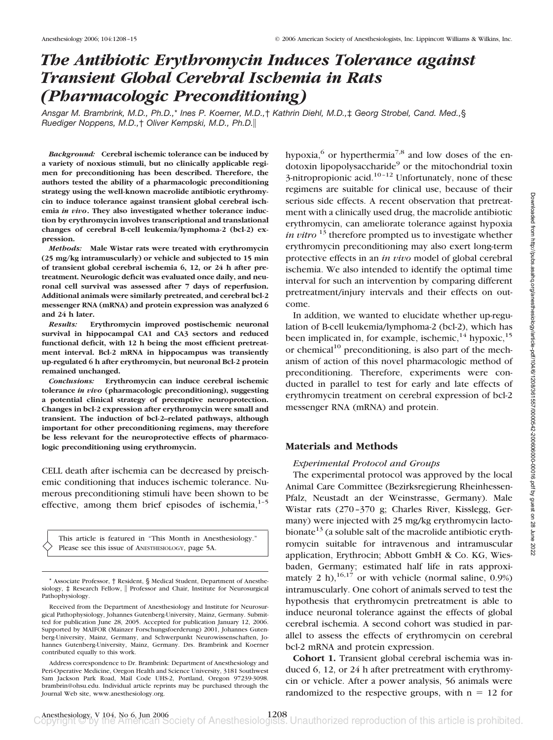# *The Antibiotic Erythromycin Induces Tolerance against Transient Global Cerebral Ischemia in Rats (Pharmacologic Preconditioning)*

*Ansgar M. Brambrink, M.D., Ph.D.,\* Ines P. Koerner, M.D.,† Kathrin Diehl, M.D.,‡ Georg Strobel, Cand. Med.,§ Ruediger Noppens, M.D.,† Oliver Kempski, M.D., Ph.D.‖*

***Background:*** **Cerebral ischemic tolerance can be induced by a variety of noxious stimuli, but no clinically applicable regimen for preconditioning has been described. Therefore, the authors tested the ability of a pharmacologic preconditioning strategy using the well-known macrolide antibiotic erythromycin to induce tolerance against transient global cerebral ischemia *in vivo*. They also investigated whether tolerance induction by erythromycin involves transcriptional and translational changes of cerebral B-cell leukemia/lymphoma-2 (bcl-2) expression.**

***Methods:*** **Male Wistar rats were treated with erythromycin (25 mg/kg intramuscularly) or vehicle and subjected to 15 min of transient global cerebral ischemia 6, 12, or 24 h after pretreatment. Neurologic deficit was evaluated once daily, and neuronal cell survival was assessed after 7 days of reperfusion. Additional animals were similarly pretreated, and cerebral bcl-2 messenger RNA (mRNA) and protein expression was analyzed 6 and 24 h later.**

***Results:*** **Erythromycin improved postischemic neuronal survival in hippocampal CA1 and CA3 sectors and reduced functional deficit, with 12 h being the most efficient pretreatment interval. Bcl-2 mRNA in hippocampus was transiently up-regulated 6 h after erythromycin, but neuronal Bcl-2 protein remained unchanged.**

***Conclusions:*** **Erythromycin can induce cerebral ischemic tolerance *in vivo* (pharmacologic preconditioning), suggesting a potential clinical strategy of preemptive neuroprotection. Changes in bcl-2 expression after erythromycin were small and transient. The induction of bcl-2–related pathways, although important for other preconditioning regimens, may therefore be less relevant for the neuroprotective effects of pharmacologic preconditioning using erythromycin.**

CELL death after ischemia can be decreased by preischemic conditioning that induces ischemic tolerance. Numerous preconditioning stimuli have been shown to be effective, among them brief episodes of ischemia,[1–5] hypoxia,[6] or hyperthermia[7,8] and low doses of the endotoxin lipopolysaccharide[9] or the mitochondrial toxin 3-nitropropionic acid.[10–12] Unfortunately, none of these regimens are suitable for clinical use, because of their serious side effects. A recent observation that pretreatment with a clinically used drug, the macrolide antibiotic erythromycin, can ameliorate tolerance against hypoxia *in vitro*[13] therefore prompted us to investigate whether erythromycin preconditioning may also exert long-term protective effects in an *in vivo* model of global cerebral ischemia. We also intended to identify the optimal time interval for such an intervention by comparing different pretreatment/injury intervals and their effects on outcome.

In addition, we wanted to elucidate whether up-regulation of B-cell leukemia/lymphoma-2 (bcl-2), which has been implicated in, for example, ischemic,[14] hypoxic,[15] or chemical[10] preconditioning, is also part of the mechanism of action of this novel pharmacologic method of preconditioning. Therefore, experiments were conducted in parallel to test for early and late effects of erythromycin treatment on cerebral expression of bcl-2 messenger RNA (mRNA) and protein.

This article is featured in "This Month in Anesthesiology." Please see this issue of ANESTHESIOLOGY, page 5A.

\* Associate Professor, † Resident, § Medical Student, Department of Anesthesiology, ‡ Research Fellow, ‖ Professor and Chair, Institute for Neurosurgical Pathophysiology.

Received from the Department of Anesthesiology and Institute for Neurosurgical Pathophysiology, Johannes Gutenberg-University, Mainz, Germany. Submitted for publication June 28, 2005. Accepted for publication January 12, 2006. Supported by MAIFOR (Mainzer Forschungsfoerderung) 2001, Johannes Gutenberg-University, Mainz, Germany, and Schwerpunkt Neurowissenschaften, Johannes Gutenberg-University, Mainz, Germany. Drs. Brambrink and Koerner contributed equally to this work.

Address correspondence to Dr. Brambrink: Department of Anesthesiology and Peri-Operative Medicine, Oregon Health and Science University, 3181 Southwest Sam Jackson Park Road, Mail Code UHS-2, Portland, Oregon 97239-3098. brambrin@ohsu.edu. Individual article reprints may be purchased through the Journal Web site, www.anesthesiology.org.

## Materials and Methods

### *Experimental Protocol and Groups*

The experimental protocol was approved by the local Animal Care Committee (Bezirksregierung Rheinhessen-Pfalz, Neustadt an der Weinstrasse, Germany). Male Wistar rats (270–370 g; Charles River, Kisslegg, Germany) were injected with 25 mg/kg erythromycin lactobionate[13] (a soluble salt of the macrolide antibiotic erythromycin suitable for intravenous and intramuscular application, Erythrocin; Abbott GmbH & Co. KG, Wiesbaden, Germany; estimated half life in rats approximately 2 h),[16,17] or with vehicle (normal saline, 0.9%) intramuscularly. One cohort of animals served to test the hypothesis that erythromycin pretreatment is able to induce neuronal tolerance against the effects of global cerebral ischemia. A second cohort was studied in parallel to assess the effects of erythromycin on cerebral bcl-2 mRNA and protein expression.

**Cohort 1.** Transient global cerebral ischemia was induced 6, 12, or 24 h after pretreatment with erythromycin or vehicle. After a power analysis, 56 animals were randomized to the respective groups, with n = 12 for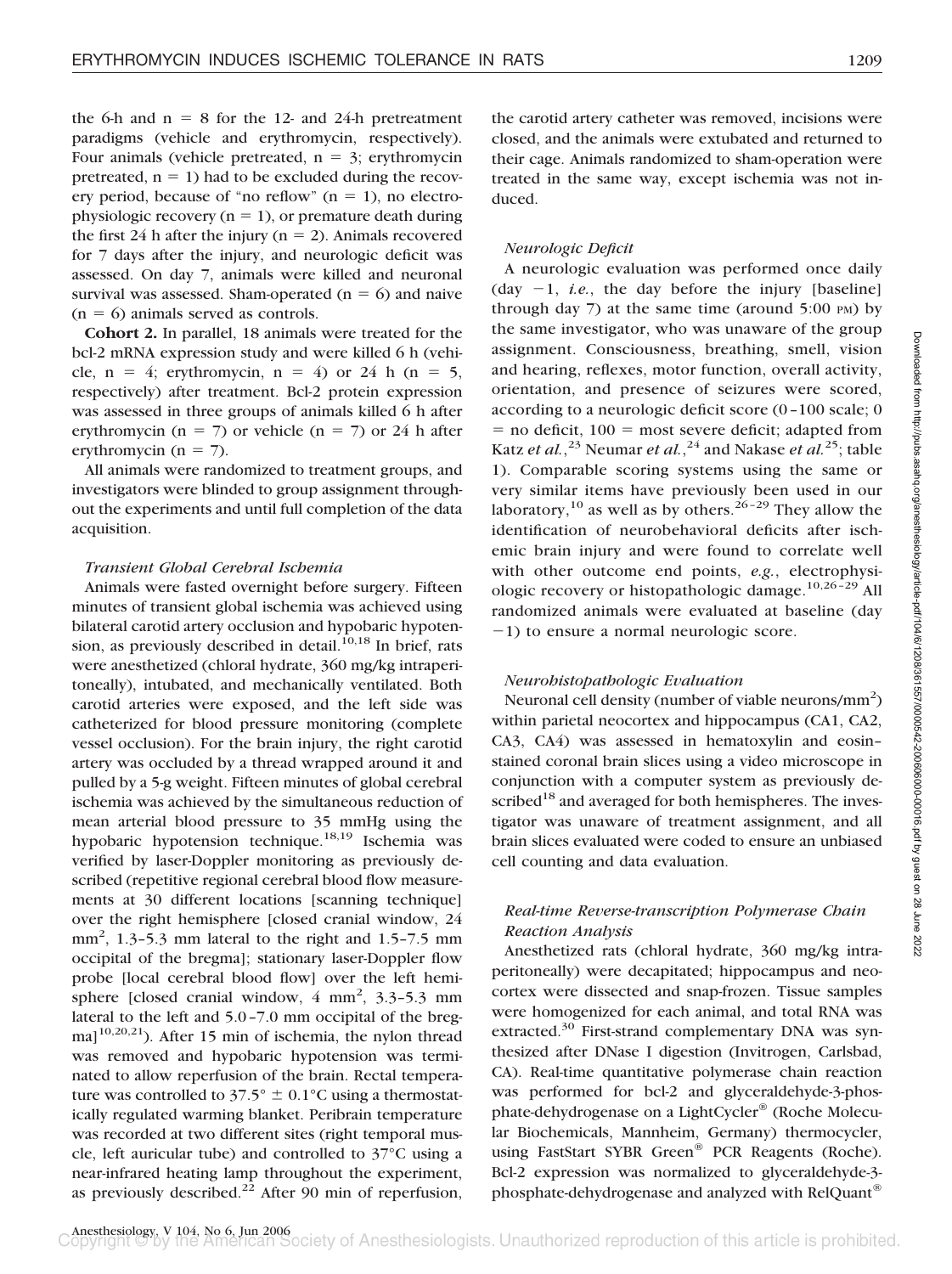the 6-h and n = 8 for the 12- and 24-h pretreatment paradigms (vehicle and erythromycin, respectively). Four animals (vehicle pretreated, n = 3; erythromycin pretreated, n = 1) had to be excluded during the recovery period, because of "no reflow" (n = 1), no electrophysiologic recovery (n = 1), or premature death during the first 24 h after the injury (n = 2). Animals recovered for 7 days after the injury, and neurologic deficit was assessed. On day 7, animals were killed and neuronal survival was assessed. Sham-operated (n = 6) and naive (n = 6) animals served as controls.

**Cohort 2.** In parallel, 18 animals were treated for the bcl-2 mRNA expression study and were killed 6 h (vehicle, n = 4; erythromycin, n = 4) or 24 h (n = 5, respectively) after treatment. Bcl-2 protein expression was assessed in three groups of animals killed 6 h after erythromycin (n = 7) or vehicle (n = 7) or 24 h after erythromycin (n = 7).

All animals were randomized to treatment groups, and investigators were blinded to group assignment throughout the experiments and until full completion of the data acquisition.

### *Transient Global Cerebral Ischemia*

Animals were fasted overnight before surgery. Fifteen minutes of transient global ischemia was achieved using bilateral carotid artery occlusion and hypobaric hypotension, as previously described in detail.[10,18] In brief, rats were anesthetized (chloral hydrate, 360 mg/kg intraperitoneally), intubated, and mechanically ventilated. Both carotid arteries were exposed, and the left side was catheterized for blood pressure monitoring (complete vessel occlusion). For the brain injury, the right carotid artery was occluded by a thread wrapped around it and pulled by a 5-g weight. Fifteen minutes of global cerebral ischemia was achieved by the simultaneous reduction of mean arterial blood pressure to 35 mmHg using the hypobaric hypotension technique.[18,19] Ischemia was verified by laser-Doppler monitoring as previously described (repetitive regional cerebral blood flow measurements at 30 different locations [scanning technique] over the right hemisphere [closed cranial window, 24 $mm^2$, 1.3–5.3 mm lateral to the right and 1.5–7.5 mm occipital of the bregma]; stationary laser-Doppler flow probe [local cerebral blood flow] over the left hemisphere [closed cranial window, 4 $mm^2$, 3.3–5.3 mm lateral to the left and 5.0–7.0 mm occipital of the bregma][10,20,21]). After 15 min of ischemia, the nylon thread was removed and hypobaric hypotension was terminated to allow reperfusion of the brain. Rectal temperature was controlled to 37.5° ± 0.1°C using a thermostatically regulated warming blanket. Peribrain temperature was recorded at two different sites (right temporal muscle, left auricular tube) and controlled to 37°C using a near-infrared heating lamp throughout the experiment, as previously described.[22] After 90 min of reperfusion, the carotid artery catheter was removed, incisions were closed, and the animals were extubated and returned to their cage. Animals randomized to sham-operation were treated in the same way, except ischemia was not induced.

### *Neurologic Deficit*

A neurologic evaluation was performed once daily (day −1, *i.e.*, the day before the injury [baseline] through day 7) at the same time (around 5:00 PM) by the same investigator, who was unaware of the group assignment. Consciousness, breathing, smell, vision and hearing, reflexes, motor function, overall activity, orientation, and presence of seizures were scored, according to a neurologic deficit score (0–100 scale; 0 = no deficit, 100 = most severe deficit; adapted from Katz *et al.*,[23] Neumar *et al.*,[24] and Nakase *et al.*[25]; table 1). Comparable scoring systems using the same or very similar items have previously been used in our laboratory,[10] as well as by others.[26–29] They allow the identification of neurobehavioral deficits after ischemic brain injury and were found to correlate well with other outcome end points, *e.g.*, electrophysiologic recovery or histopathologic damage.[10,26–29] All randomized animals were evaluated at baseline (day −1) to ensure a normal neurologic score.

### *Neurohistopathologic Evaluation*

Neuronal cell density (number of viable neurons/$mm^2$) within parietal neocortex and hippocampus (CA1, CA2, CA3, CA4) was assessed in hematoxylin and eosin–stained coronal brain slices using a video microscope in conjunction with a computer system as previously described[18] and averaged for both hemispheres. The investigator was unaware of treatment assignment, and all brain slices evaluated were coded to ensure an unbiased cell counting and data evaluation.

### *Real-time Reverse-transcription Polymerase Chain Reaction Analysis*

Anesthetized rats (chloral hydrate, 360 mg/kg intraperitoneally) were decapitated; hippocampus and neocortex were dissected and snap-frozen. Tissue samples were homogenized for each animal, and total RNA was extracted.[30] First-strand complementary DNA was synthesized after DNase I digestion (Invitrogen, Carlsbad, CA). Real-time quantitative polymerase chain reaction was performed for bcl-2 and glyceraldehyde-3-phosphate-dehydrogenase on a LightCycler® (Roche Molecular Biochemicals, Mannheim, Germany) thermocycler, using FastStart SYBR Green® PCR Reagents (Roche). Bcl-2 expression was normalized to glyceraldehyde-3-phosphate-dehydrogenase and analyzed with RelQuant®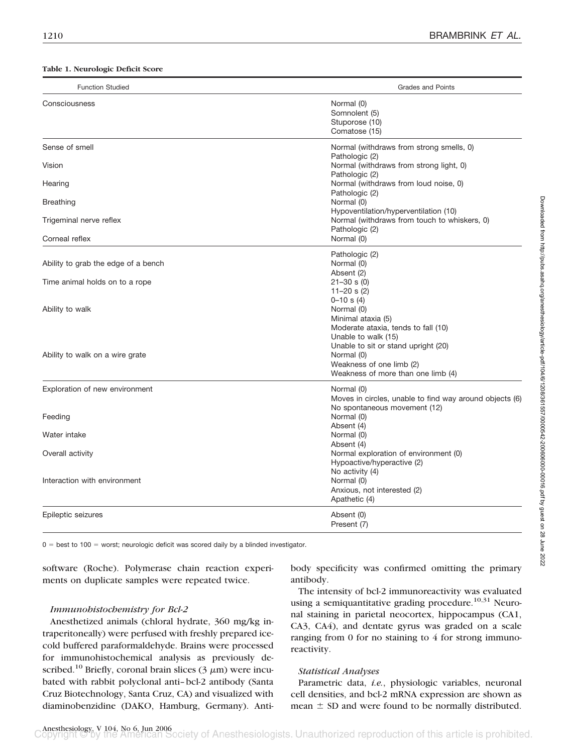**Table 1. Neurologic Deficit Score**

| Function Studied | Grades and Points |
|---|---|
| Consciousness | Normal (0) |
| | Somnolent (5) |
| | Stuporose (10) |
| | Comatose (15) |
| Sense of smell | Normal (withdraws from strong smells, 0) |
| | Pathologic (2) |
| Vision | Normal (withdraws from strong light, 0) |
| | Pathologic (2) |
| Hearing | Normal (withdraws from loud noise, 0) |
| | Pathologic (2) |
| Breathing | Normal (0) |
| | Hypoventilation/hyperventilation (10) |
| Trigeminal nerve reflex | Normal (withdraws from touch to whiskers, 0) |
| | Pathologic (2) |
| Corneal reflex | Normal (0) |
| | Pathologic (2) |
| Ability to grab the edge of a bench | Normal (0) |
| | Absent (2) |
| Time animal holds on to a rope | 21–30 s (0) |
| | 11–20 s (2) |
| | 0–10 s (4) |
| Ability to walk | Normal (0) |
| | Minimal ataxia (5) |
| | Moderate ataxia, tends to fall (10) |
| | Unable to walk (15) |
| | Unable to sit or stand upright (20) |
| Ability to walk on a wire grate | Normal (0) |
| | Weakness of one limb (2) |
| | Weakness of more than one limb (4) |
| Exploration of new environment | Normal (0) |
| | Moves in circles, unable to find way around objects (6) |
| | No spontaneous movement (12) |
| Feeding | Normal (0) |
| | Absent (4) |
| Water intake | Normal (0) |
| | Absent (4) |
| Overall activity | Normal exploration of environment (0) |
| | Hypoactive/hyperactive (2) |
| | No activity (4) |
| Interaction with environment | Normal (0) |
| | Anxious, not interested (2) |
| | Apathetic (4) |
| Epileptic seizures | Absent (0) |
| | Present (7) |

0 = best to 100 = worst; neurologic deficit was scored daily by a blinded investigator.

software (Roche). Polymerase chain reaction experiments on duplicate samples were repeated twice.

### *Immunohistochemistry for Bcl-2*

Anesthetized animals (chloral hydrate, 360 mg/kg intraperitoneally) were perfused with freshly prepared ice-cold buffered paraformaldehyde. Brains were processed for immunohistochemical analysis as previously described.[10] Briefly, coronal brain slices (3 $\mu$m) were incubated with rabbit polyclonal anti–bcl-2 antibody (Santa Cruz Biotechnology, Santa Cruz, CA) and visualized with diaminobenzidine (DAKO, Hamburg, Germany). Antibody specificity was confirmed omitting the primary antibody.

The intensity of bcl-2 immunoreactivity was evaluated using a semiquantitative grading procedure.[10,31] Neuronal staining in parietal neocortex, hippocampus (CA1, CA3, CA4), and dentate gyrus was graded on a scale ranging from 0 for no staining to 4 for strong immunoreactivity.

### *Statistical Analyses*

Parametric data, *i.e.*, physiologic variables, neuronal cell densities, and bcl-2 mRNA expression are shown as mean ± SD and were found to be normally distributed.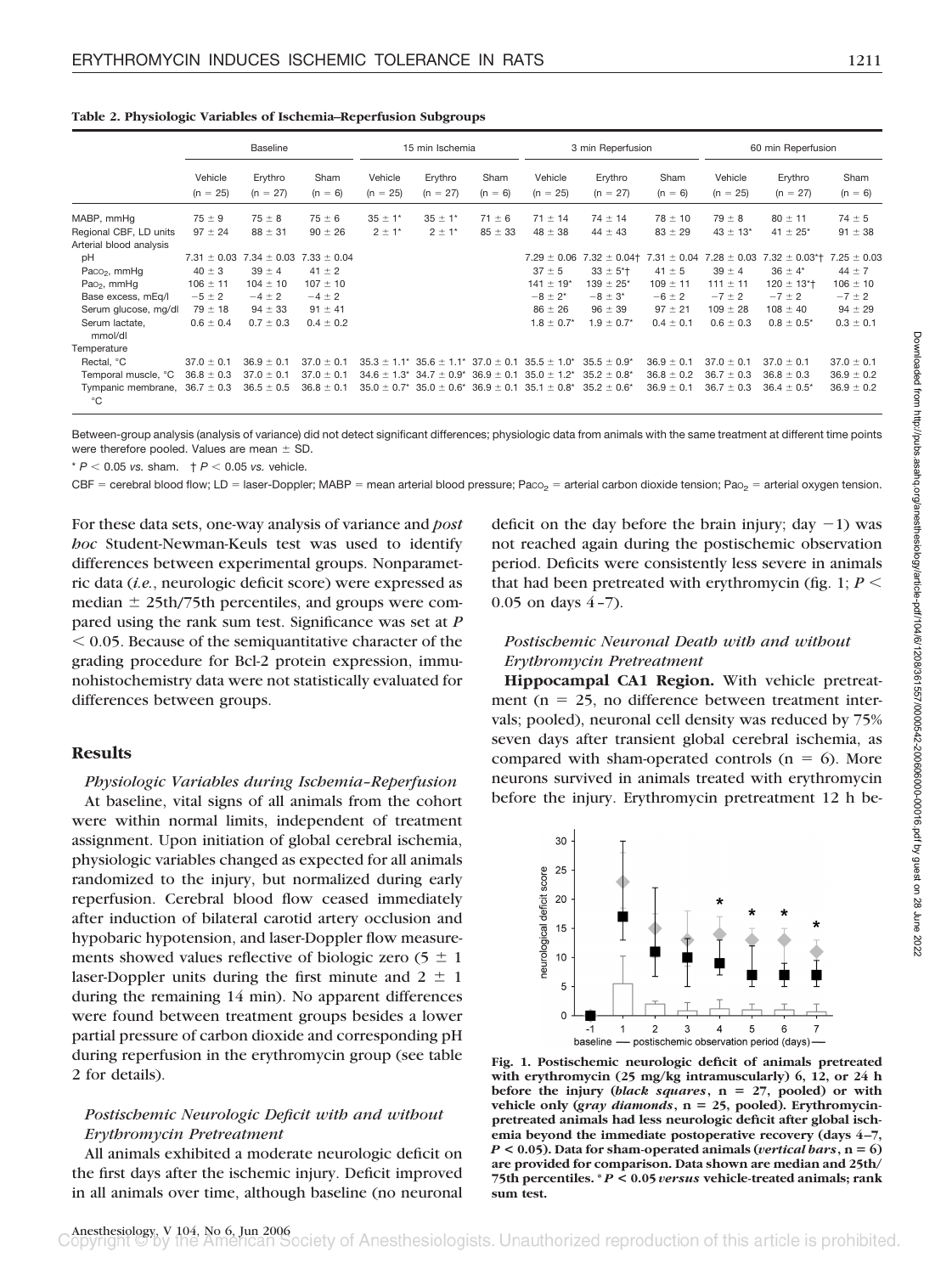**Table 2. Physiologic Variables of Ischemia–Reperfusion Subgroups**

| | Baseline | | | 15 min Ischemia | | | 3 min Reperfusion | | | 60 min Reperfusion | | |
|---|---|---|---|---|---|---|---|---|---|---|---|---|
| | Vehicle (n = 25) | Erythro (n = 27) | Sham (n = 6) | Vehicle (n = 25) | Erythro (n = 27) | Sham (n = 6) | Vehicle (n = 25) | Erythro (n = 27) | Sham (n = 6) | Vehicle (n = 25) | Erythro (n = 27) | Sham (n = 6) |
| MABP, mmHg | 75 ± 9 | 75 ± 8 | 75 ± 6 | 35 ± 1* | 35 ± 1* | 71 ± 6 | 71 ± 14 | 74 ± 14 | 78 ± 10 | 79 ± 8 | 80 ± 11 | 74 ± 5 |
| Regional CBF, LD units | 97 ± 24 | 88 ± 31 | 90 ± 26 | 2 ± 1* | 2 ± 1* | 85 ± 33 | 48 ± 38 | 44 ± 43 | 83 ± 29 | 43 ± 13* | 41 ± 25* | 91 ± 38 |
| Arterial blood analysis | | | | | | | | | | | | |
| pH | 7.31 ± 0.03 | 7.34 ± 0.03 | 7.33 ± 0.04 | | | | 7.29 ± 0.06 | 7.32 ± 0.04† | 7.31 ± 0.04 | 7.28 ± 0.03 | 7.32 ± 0.03*† | 7.25 ± 0.03 |
| $Pa_{CO_2}$, mmHg | 40 ± 3 | 39 ± 4 | 41 ± 2 | | | | 37 ± 5 | 33 ± 5*† | 41 ± 5 | 39 ± 4 | 36 ± 4* | 44 ± 7 |
| $Pa_{O_2}$, mmHg | 106 ± 11 | 104 ± 10 | 107 ± 10 | | | | 141 ± 19* | 139 ± 25* | 109 ± 11 | 111 ± 11 | 120 ± 13*† | 106 ± 10 |
| Base excess, mEq/l | −5 ± 2 | −4 ± 2 | −4 ± 2 | | | | −8 ± 2* | −8 ± 3* | −6 ± 2 | −7 ± 2 | −7 ± 2 | −7 ± 2 |
| Serum glucose, mg/dl | 79 ± 18 | 94 ± 33 | 91 ± 41 | | | | 86 ± 26 | 96 ± 39 | 97 ± 21 | 109 ± 28 | 108 ± 40 | 94 ± 29 |
| Serum lactate, mmol/dl | 0.6 ± 0.4 | 0.7 ± 0.3 | 0.4 ± 0.2 | | | | 1.8 ± 0.7* | 1.9 ± 0.7* | 0.4 ± 0.1 | 0.6 ± 0.3 | 0.8 ± 0.5* | 0.3 ± 0.1 |
| Temperature | | | | | | | | | | | | |
| Rectal, °C | 37.0 ± 0.1 | 36.9 ± 0.1 | 37.0 ± 0.1 | 35.3 ± 1.1* | 35.6 ± 1.1* | 37.0 ± 0.1 | 35.5 ± 1.0* | 35.5 ± 0.9* | 36.9 ± 0.1 | 37.0 ± 0.1 | 37.0 ± 0.1 | 37.0 ± 0.1 |
| Temporal muscle, °C | 36.8 ± 0.3 | 37.0 ± 0.1 | 37.0 ± 0.1 | 34.6 ± 1.3* | 34.7 ± 0.9* | 36.9 ± 0.1 | 35.0 ± 1.2* | 35.2 ± 0.8* | 36.8 ± 0.2 | 36.7 ± 0.3 | 36.8 ± 0.3 | 36.9 ± 0.2 |
| Tympanic membrane, °C | 36.7 ± 0.3 | 36.5 ± 0.5 | 36.8 ± 0.1 | 35.0 ± 0.7* | 35.0 ± 0.6* | 36.9 ± 0.1 | 35.1 ± 0.8* | 35.2 ± 0.6* | 36.9 ± 0.1 | 36.7 ± 0.3 | 36.4 ± 0.5* | 36.9 ± 0.2 |

Between-group analysis (analysis of variance) did not detect significant differences; physiologic data from animals with the same treatment at different time points were therefore pooled. Values are mean ± SD.

\* $P < 0.05$ *vs.* sham. † $P < 0.05$ *vs.* vehicle.

CBF = cerebral blood flow; LD = laser-Doppler; MABP = mean arterial blood pressure; $Pa_{CO_2}$ = arterial carbon dioxide tension; $Pa_{O_2}$ = arterial oxygen tension.

For these data sets, one-way analysis of variance and *post hoc* Student-Newman-Keuls test was used to identify differences between experimental groups. Nonparametric data (*i.e.*, neurologic deficit score) were expressed as median ± 25th/75th percentiles, and groups were compared using the rank sum test. Significance was set at $P < 0.05$. Because of the semiquantitative character of the grading procedure for Bcl-2 protein expression, immunohistochemistry data were not statistically evaluated for differences between groups.

## Results

### *Physiologic Variables during Ischemia–Reperfusion*

At baseline, vital signs of all animals from the cohort were within normal limits, independent of treatment assignment. Upon initiation of global cerebral ischemia, physiologic variables changed as expected for all animals randomized to the injury, but normalized during early reperfusion. Cerebral blood flow ceased immediately after induction of bilateral carotid artery occlusion and hypobaric hypotension, and laser-Doppler flow measurements showed values reflective of biologic zero (5 ± 1 laser-Doppler units during the first minute and 2 ± 1 during the remaining 14 min). No apparent differences were found between treatment groups besides a lower partial pressure of carbon dioxide and corresponding pH during reperfusion in the erythromycin group (see table 2 for details).

### *Postischemic Neurologic Deficit with and without Erythromycin Pretreatment*

All animals exhibited a moderate neurologic deficit on the first days after the ischemic injury. Deficit improved in all animals over time, although baseline (no neuronal deficit on the day before the brain injury; day −1) was not reached again during the postischemic observation period. Deficits were consistently less severe in animals that had been pretreated with erythromycin (fig. 1; $P < 0.05$ on days 4–7).

**Fig. 1. Postischemic neurologic deficit of animals pretreated with erythromycin (25 mg/kg intramuscularly) 6, 12, or 24 h before the injury (*black squares*, n = 27, pooled) or with vehicle only (*gray diamonds*, n = 25, pooled). Erythromycin-pretreated animals had less neurologic deficit after global ischemia beyond the immediate postoperative recovery (days 4–7, $P < 0.05$). Data for sham-operated animals (*vertical bars*, n = 6) are provided for comparison. Data shown are median and 25th/75th percentiles. \* $P < 0.05$ *versus* vehicle-treated animals; rank sum test.**

### *Postischemic Neuronal Death with and without Erythromycin Pretreatment*

**Hippocampal CA1 Region.** With vehicle pretreatment (n = 25, no difference between treatment intervals; pooled), neuronal cell density was reduced by 75% seven days after transient global cerebral ischemia, as compared with sham-operated controls (n = 6). More neurons survived in animals treated with erythromycin before the injury. Erythromycin pretreatment 12 h be-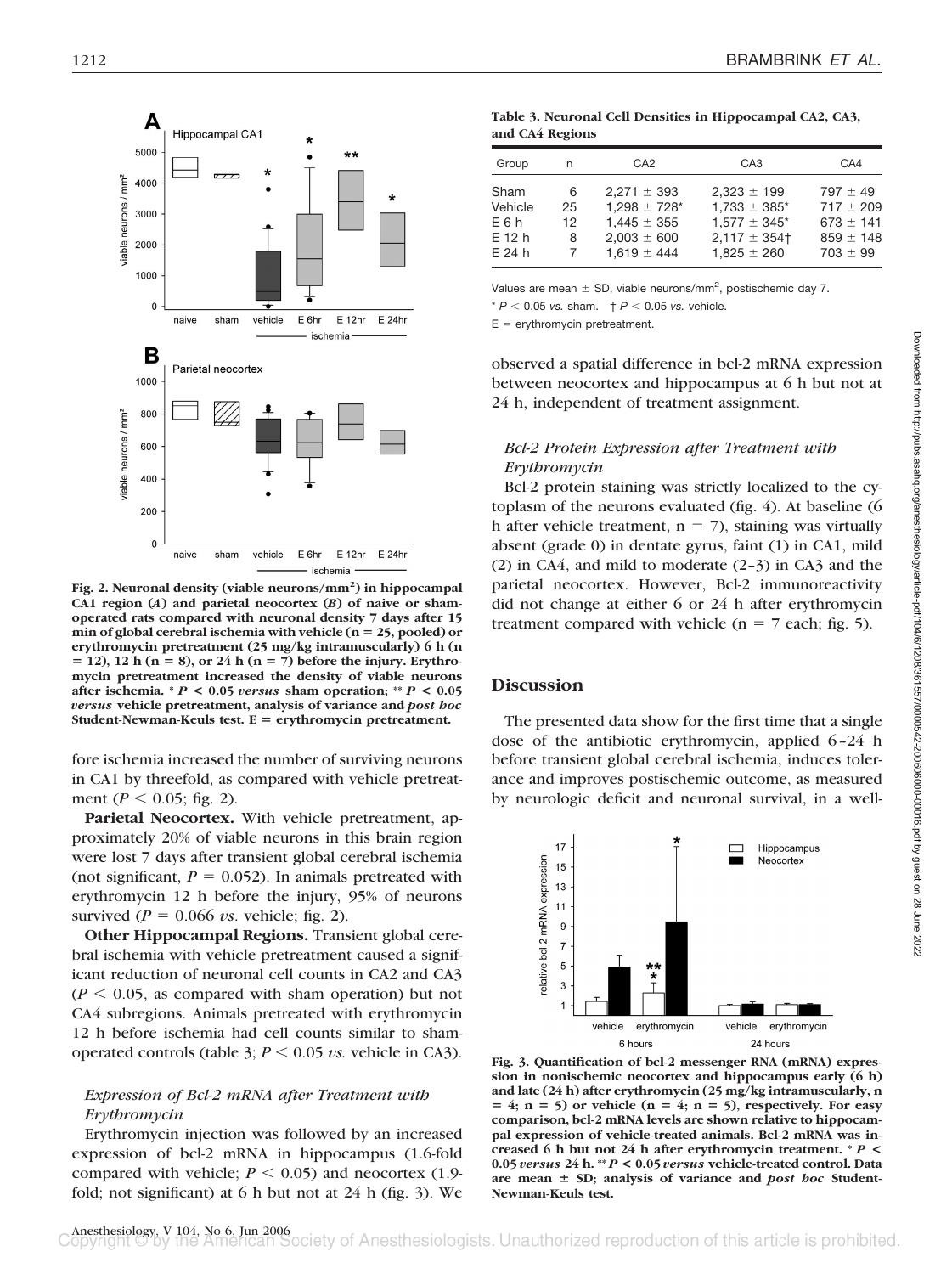Fig. 2. Neuronal density (viable neurons/mm²) in hippocampal CA1 region (*A*) and parietal neocortex (*B*) of naive or sham-operated rats compared with neuronal density 7 days after 15 min of global cerebral ischemia with vehicle (n = 25, pooled) or erythromycin pretreatment (25 mg/kg intramuscularly) 6 h (n = 12), 12 h (n = 8), or 24 h (n = 7) before the injury. Erythromycin pretreatment increased the density of viable neurons after ischemia. * *P* < 0.05 *versus* sham operation; ** *P* < 0.05 *versus* vehicle pretreatment, analysis of variance and *post hoc* Student-Newman-Keuls test. E = erythromycin pretreatment.

fore ischemia increased the number of surviving neurons in CA1 by threefold, as compared with vehicle pretreatment ($P < 0.05$; fig. 2).

**Parietal Neocortex.** With vehicle pretreatment, approximately 20% of viable neurons in this brain region were lost 7 days after transient global cerebral ischemia (not significant, $P = 0.052$). In animals pretreated with erythromycin 12 h before the injury, 95% of neurons survived ($P = 0.066$ *vs.* vehicle; fig. 2).

**Other Hippocampal Regions.** Transient global cerebral ischemia with vehicle pretreatment caused a significant reduction of neuronal cell counts in CA2 and CA3 ($P < 0.05$, as compared with sham operation) but not CA4 subregions. Animals pretreated with erythromycin 12 h before ischemia had cell counts similar to sham-operated controls (table 3; $P < 0.05$ *vs.* vehicle in CA3).

### *Expression of Bcl-2 mRNA after Treatment with Erythromycin*

Erythromycin injection was followed by an increased expression of bcl-2 mRNA in hippocampus (1.6-fold compared with vehicle; $P < 0.05$) and neocortex (1.9-fold; not significant) at 6 h but not at 24 h (fig. 3). We observed a spatial difference in bcl-2 mRNA expression between neocortex and hippocampus at 6 h but not at 24 h, independent of treatment assignment.

**Table 3. Neuronal Cell Densities in Hippocampal CA2, CA3, and CA4 Regions**

| Group | n | CA2 | CA3 | CA4 |
|---|---|---|---|---|
| Sham | 6 | 2,271 ± 393 | 2,323 ± 199 | 797 ± 49 |
| Vehicle | 25 | 1,298 ± 728* | 1,733 ± 385* | 717 ± 209 |
| E 6 h | 12 | 1,445 ± 355 | 1,577 ± 345* | 673 ± 141 |
| E 12 h | 8 | 2,003 ± 600 | 2,117 ± 354† | 859 ± 148 |
| E 24 h | 7 | 1,619 ± 444 | 1,825 ± 260 | 703 ± 99 |

Values are mean ± SD, viable neurons/mm², postischemic day 7.
* $P < 0.05$ *vs.* sham. † $P < 0.05$ *vs.* vehicle.
E = erythromycin pretreatment.

### *Bcl-2 Protein Expression after Treatment with Erythromycin*

Bcl-2 protein staining was strictly localized to the cytoplasm of the neurons evaluated (fig. 4). At baseline (6 h after vehicle treatment, n = 7), staining was virtually absent (grade 0) in dentate gyrus, faint (1) in CA1, mild (2) in CA4, and mild to moderate (2–3) in CA3 and the parietal neocortex. However, Bcl-2 immunoreactivity did not change at either 6 or 24 h after erythromycin treatment compared with vehicle (n = 7 each; fig. 5).

## Discussion

The presented data show for the first time that a single dose of the antibiotic erythromycin, applied 6–24 h before transient global cerebral ischemia, induces tolerance and improves postischemic outcome, as measured by neurologic deficit and neuronal survival, in a well-

Fig. 3. Quantification of bcl-2 messenger RNA (mRNA) expression in nonischemic neocortex and hippocampus early (6 h) and late (24 h) after erythromycin (25 mg/kg intramuscularly, n = 4; n = 5) or vehicle (n = 4; n = 5), respectively. For easy comparison, bcl-2 mRNA levels are shown relative to hippocampal expression of vehicle-treated animals. Bcl-2 mRNA was increased 6 h but not 24 h after erythromycin treatment. * *P* < 0.05 *versus* 24 h. ** *P* < 0.05 *versus* vehicle-treated control. Data are mean ± SD; analysis of variance and *post hoc* Student-Newman-Keuls test.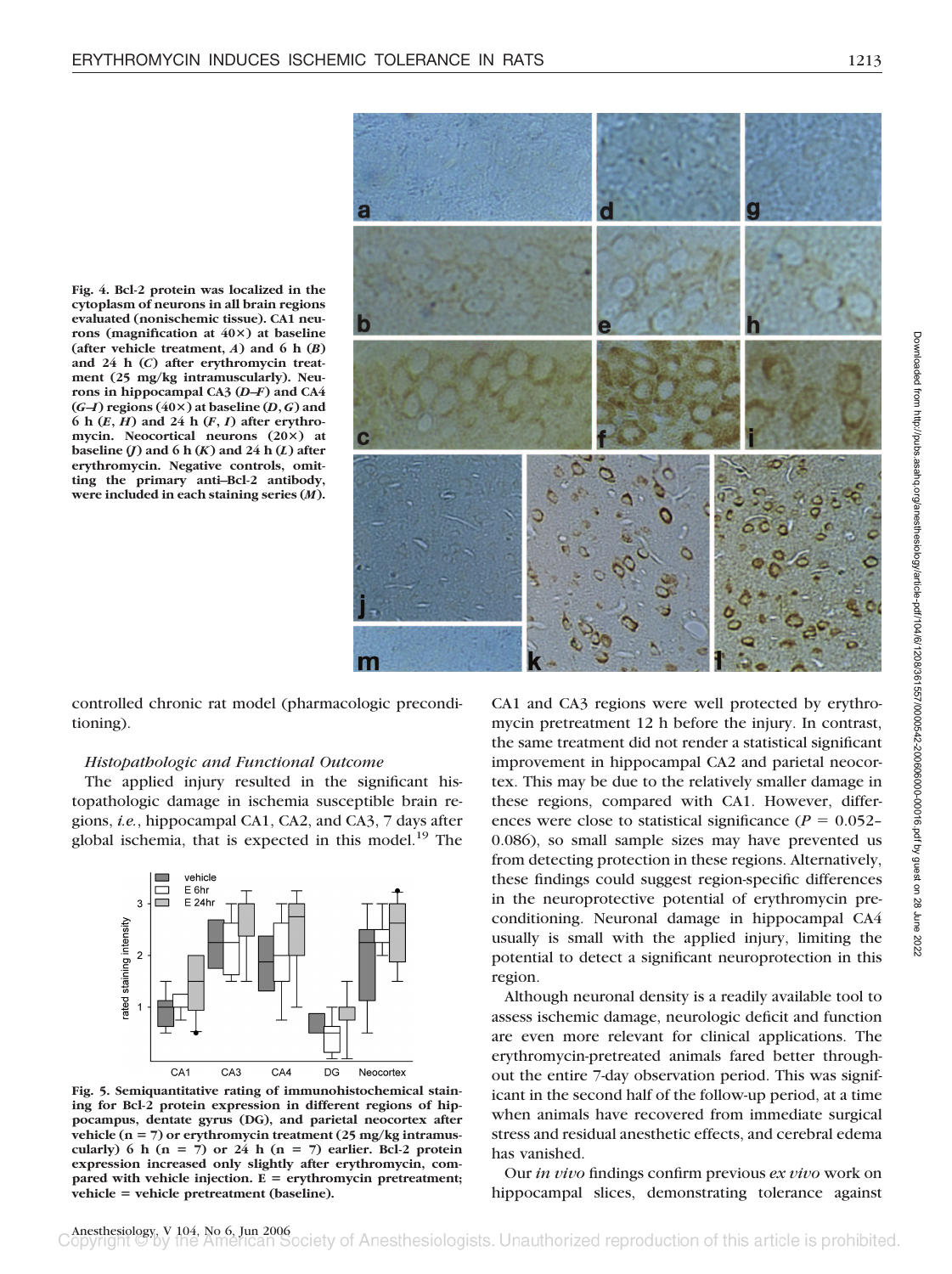Fig. 4. Bcl-2 protein was localized in the cytoplasm of neurons in all brain regions evaluated (nonischemic tissue). CA1 neurons (magnification at 40×) at baseline (after vehicle treatment, *A*) and 6 h (*B*) and 24 h (*C*) after erythromycin treatment (25 mg/kg intramuscularly). Neurons in hippocampal CA3 (*D–F*) and CA4 (*G–I*) regions (40×) at baseline (*D*, *G*) and 6 h (*E*, *H*) and 24 h (*F*, *I*) after erythromycin. Neocortical neurons (20×) at baseline (*J*) and 6 h (*K*) and 24 h (*L*) after erythromycin. Negative controls, omitting the primary anti–Bcl-2 antibody, were included in each staining series (*M*).

controlled chronic rat model (pharmacologic preconditioning).

*Histopathologic and Functional Outcome*

The applied injury resulted in the significant histopathologic damage in ischemia susceptible brain regions, *i.e.*, hippocampal CA1, CA2, and CA3, 7 days after global ischemia, that is expected in this model.[19] The CA1 and CA3 regions were well protected by erythromycin pretreatment 12 h before the injury. In contrast, the same treatment did not render a statistical significant improvement in hippocampal CA2 and parietal neocortex. This may be due to the relatively smaller damage in these regions, compared with CA1. However, differences were close to statistical significance ($P = 0.052$–$0.086$), so small sample sizes may have prevented us from detecting protection in these regions. Alternatively, these findings could suggest region-specific differences in the neuroprotective potential of erythromycin preconditioning. Neuronal damage in hippocampal CA4 usually is small with the applied injury, limiting the potential to detect a significant neuroprotection in this region.

Fig. 5. Semiquantitative rating of immunohistochemical staining for Bcl-2 protein expression in different regions of hippocampus, dentate gyrus (DG), and parietal neocortex after vehicle (n = 7) or erythromycin treatment (25 mg/kg intramuscularly) 6 h (n = 7) or 24 h (n = 7) earlier. Bcl-2 protein expression increased only slightly after erythromycin, compared with vehicle injection. E = erythromycin pretreatment; vehicle = vehicle pretreatment (baseline).

Although neuronal density is a readily available tool to assess ischemic damage, neurologic deficit and function are even more relevant for clinical applications. The erythromycin-pretreated animals fared better throughout the entire 7-day observation period. This was significant in the second half of the follow-up period, at a time when animals have recovered from immediate surgical stress and residual anesthetic effects, and cerebral edema has vanished.

Our *in vivo* findings confirm previous *ex vivo* work on hippocampal slices, demonstrating tolerance against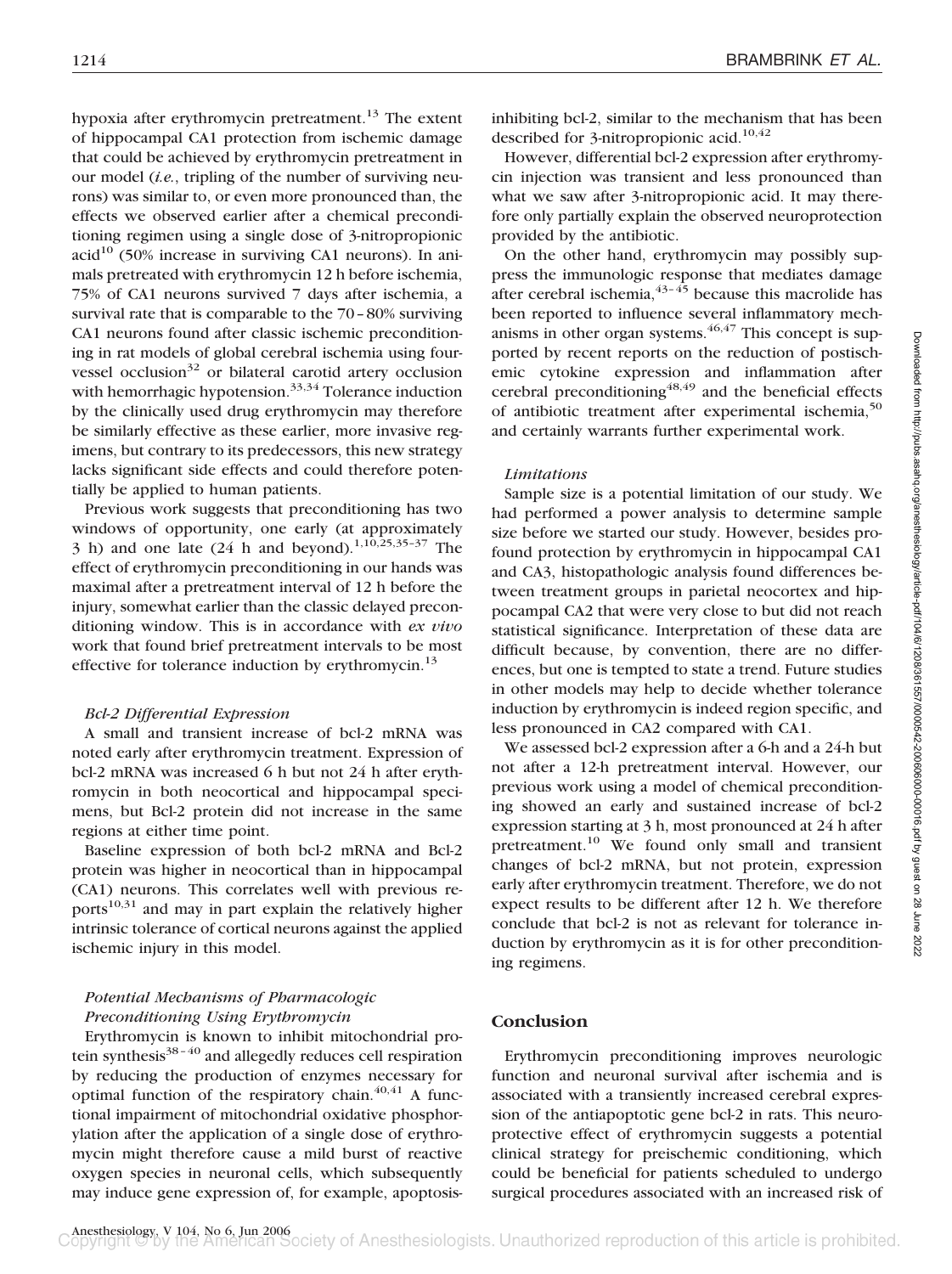hypoxia after erythromycin pretreatment.[13] The extent of hippocampal CA1 protection from ischemic damage that could be achieved by erythromycin pretreatment in our model (*i.e.*, tripling of the number of surviving neurons) was similar to, or even more pronounced than, the effects we observed earlier after a chemical preconditioning regimen using a single dose of 3-nitropropionic acid[10] (50% increase in surviving CA1 neurons). In animals pretreated with erythromycin 12 h before ischemia, 75% of CA1 neurons survived 7 days after ischemia, a survival rate that is comparable to the 70–80% surviving CA1 neurons found after classic ischemic preconditioning in rat models of global cerebral ischemia using four-vessel occlusion[32] or bilateral carotid artery occlusion with hemorrhagic hypotension.[33,34] Tolerance induction by the clinically used drug erythromycin may therefore be similarly effective as these earlier, more invasive regimens, but contrary to its predecessors, this new strategy lacks significant side effects and could therefore potentially be applied to human patients.

Previous work suggests that preconditioning has two windows of opportunity, one early (at approximately 3 h) and one late (24 h and beyond).[1,10,25,35–37] The effect of erythromycin preconditioning in our hands was maximal after a pretreatment interval of 12 h before the injury, somewhat earlier than the classic delayed preconditioning window. This is in accordance with *ex vivo* work that found brief pretreatment intervals to be most effective for tolerance induction by erythromycin.[13]

### *Bcl-2 Differential Expression*

A small and transient increase of bcl-2 mRNA was noted early after erythromycin treatment. Expression of bcl-2 mRNA was increased 6 h but not 24 h after erythromycin in both neocortical and hippocampal specimens, but Bcl-2 protein did not increase in the same regions at either time point.

Baseline expression of both bcl-2 mRNA and Bcl-2 protein was higher in neocortical than in hippocampal (CA1) neurons. This correlates well with previous reports[10,31] and may in part explain the relatively higher intrinsic tolerance of cortical neurons against the applied ischemic injury in this model.

### *Potential Mechanisms of Pharmacologic Preconditioning Using Erythromycin*

Erythromycin is known to inhibit mitochondrial protein synthesis[38–40] and allegedly reduces cell respiration by reducing the production of enzymes necessary for optimal function of the respiratory chain.[40,41] A functional impairment of mitochondrial oxidative phosphorylation after the application of a single dose of erythromycin might therefore cause a mild burst of reactive oxygen species in neuronal cells, which subsequently may induce gene expression of, for example, apoptosis-inhibiting bcl-2, similar to the mechanism that has been described for 3-nitropropionic acid.[10,42]

However, differential bcl-2 expression after erythromycin injection was transient and less pronounced than what we saw after 3-nitropropionic acid. It may therefore only partially explain the observed neuroprotection provided by the antibiotic.

On the other hand, erythromycin may possibly suppress the immunologic response that mediates damage after cerebral ischemia,[43–45] because this macrolide has been reported to influence several inflammatory mechanisms in other organ systems.[46,47] This concept is supported by recent reports on the reduction of postischemic cytokine expression and inflammation after cerebral preconditioning[48,49] and the beneficial effects of antibiotic treatment after experimental ischemia,[50] and certainly warrants further experimental work.

### *Limitations*

Sample size is a potential limitation of our study. We had performed a power analysis to determine sample size before we started our study. However, besides profound protection by erythromycin in hippocampal CA1 and CA3, histopathologic analysis found differences between treatment groups in parietal neocortex and hippocampal CA2 that were very close to but did not reach statistical significance. Interpretation of these data are difficult because, by convention, there are no differences, but one is tempted to state a trend. Future studies in other models may help to decide whether tolerance induction by erythromycin is indeed region specific, and less pronounced in CA2 compared with CA1.

We assessed bcl-2 expression after a 6-h and a 24-h but not after a 12-h pretreatment interval. However, our previous work using a model of chemical preconditioning showed an early and sustained increase of bcl-2 expression starting at 3 h, most pronounced at 24 h after pretreatment.[10] We found only small and transient changes of bcl-2 mRNA, but not protein, expression early after erythromycin treatment. Therefore, we do not expect results to be different after 12 h. We therefore conclude that bcl-2 is not as relevant for tolerance induction by erythromycin as it is for other preconditioning regimens.

## Conclusion

Erythromycin preconditioning improves neurologic function and neuronal survival after ischemia and is associated with a transiently increased cerebral expression of the antiapoptotic gene bcl-2 in rats. This neuroprotective effect of erythromycin suggests a potential clinical strategy for preischemic conditioning, which could be beneficial for patients scheduled to undergo surgical procedures associated with an increased risk of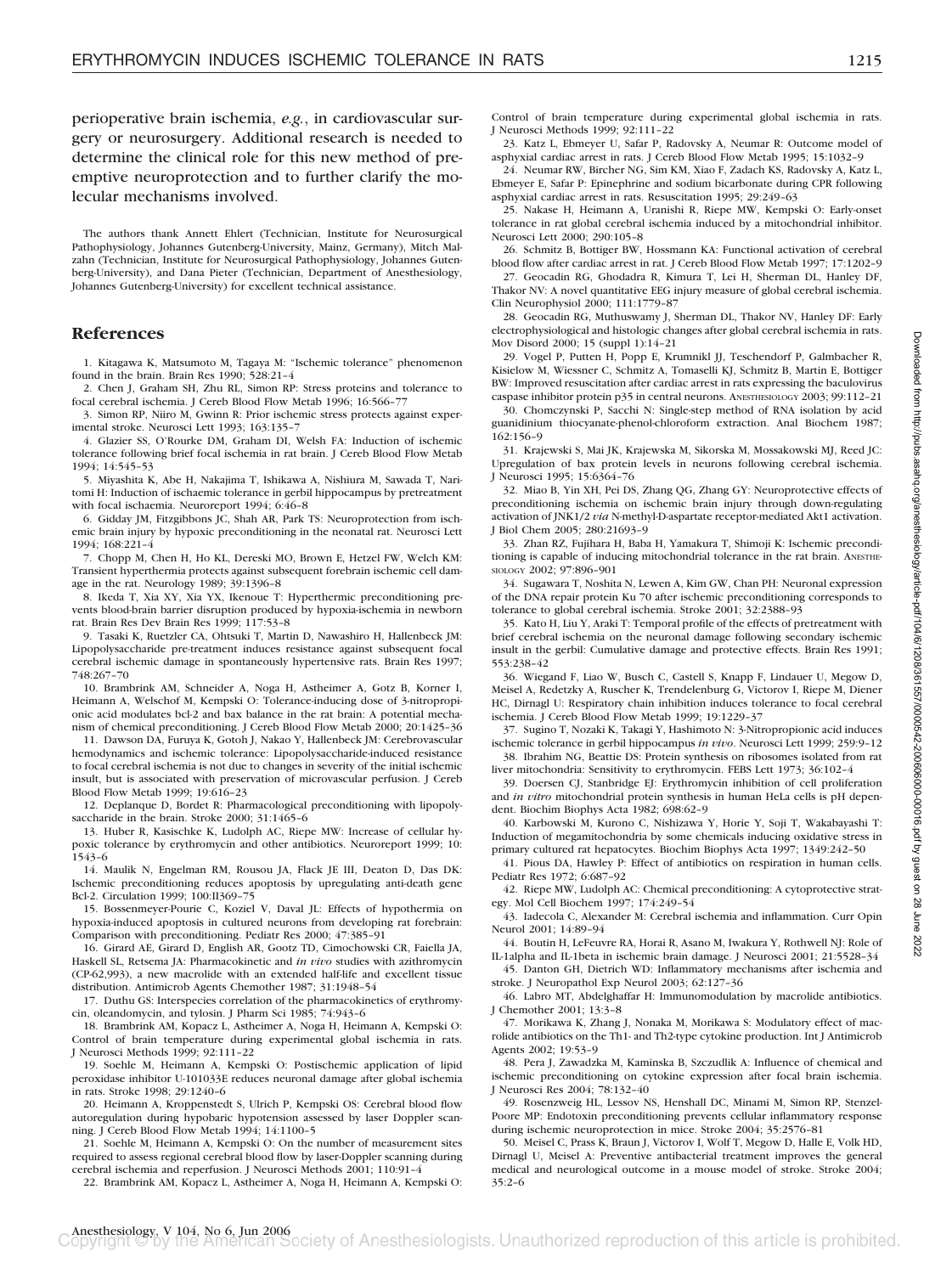perioperative brain ischemia, *e.g.*, in cardiovascular surgery or neurosurgery. Additional research is needed to determine the clinical role for this new method of preemptive neuroprotection and to further clarify the molecular mechanisms involved.

The authors thank Annett Ehlert (Technician, Institute for Neurosurgical Pathophysiology, Johannes Gutenberg-University, Mainz, Germany), Mitch Malzahn (Technician, Institute for Neurosurgical Pathophysiology, Johannes Gutenberg-University), and Dana Pieter (Technician, Department of Anesthesiology, Johannes Gutenberg-University) for excellent technical assistance.

## References

1. Kitagawa K, Matsumoto M, Tagaya M: "Ischemic tolerance" phenomenon found in the brain. Brain Res 1990; 528:21–4
2. Chen J, Graham SH, Zhu RL, Simon RP: Stress proteins and tolerance to focal cerebral ischemia. J Cereb Blood Flow Metab 1996; 16:566–77
3. Simon RP, Niiro M, Gwinn R: Prior ischemic stress protects against experimental stroke. Neurosci Lett 1993; 163:135–7
4. Glazier SS, O'Rourke DM, Graham DI, Welsh FA: Induction of ischemic tolerance following brief focal ischemia in rat brain. J Cereb Blood Flow Metab 1994; 14:545–53
5. Miyashita K, Abe H, Nakajima T, Ishikawa A, Nishiura M, Sawada T, Naritomi H: Induction of ischaemic tolerance in gerbil hippocampus by pretreatment with focal ischaemia. Neuroreport 1994; 6:46–8
6. Gidday JM, Fitzgibbons JC, Shah AR, Park TS: Neuroprotection from ischemic brain injury by hypoxic preconditioning in the neonatal rat. Neurosci Lett 1994; 168:221–4
7. Chopp M, Chen H, Ho KL, Dereski MO, Brown E, Hetzel FW, Welch KM: Transient hyperthermia protects against subsequent forebrain ischemic cell damage in the rat. Neurology 1989; 39:1396–8
8. Ikeda T, Xia XY, Xia YX, Ikenoue T: Hyperthermic preconditioning prevents blood-brain barrier disruption produced by hypoxia-ischemia in newborn rat. Brain Res Dev Brain Res 1999; 117:53–8
9. Tasaki K, Ruetzler CA, Ohtsuki T, Martin D, Nawashiro H, Hallenbeck JM: Lipopolysaccharide pre-treatment induces resistance against subsequent focal cerebral ischemic damage in spontaneously hypertensive rats. Brain Res 1997; 748:267–70
10. Brambrink AM, Schneider A, Noga H, Astheimer A, Gotz B, Korner I, Heimann A, Welschof M, Kempski O: Tolerance-inducing dose of 3-nitropropionic acid modulates bcl-2 and bax balance in the rat brain: A potential mechanism of chemical preconditioning. J Cereb Blood Flow Metab 2000; 20:1425–36
11. Dawson DA, Furuya K, Gotoh J, Nakao Y, Hallenbeck JM: Cerebrovascular hemodynamics and ischemic tolerance: Lipopolysaccharide-induced resistance to focal cerebral ischemia is not due to changes in severity of the initial ischemic insult, but is associated with preservation of microvascular perfusion. J Cereb Blood Flow Metab 1999; 19:616–23
12. Deplanque D, Bordet R: Pharmacological preconditioning with lipopolysaccharide in the brain. Stroke 2000; 31:1465–6
13. Huber R, Kasischke K, Ludolph AC, Riepe MW: Increase of cellular hypoxic tolerance by erythromycin and other antibiotics. Neuroreport 1999; 10: 1543–6
14. Maulik N, Engelman RM, Rousou JA, Flack JE III, Deaton D, Das DK: Ischemic preconditioning reduces apoptosis by upregulating anti-death gene Bcl-2. Circulation 1999; 100:II369–75
15. Bossenmeyer-Pourie C, Koziel V, Daval JL: Effects of hypothermia on hypoxia-induced apoptosis in cultured neurons from developing rat forebrain: Comparison with preconditioning. Pediatr Res 2000; 47:385–91
16. Girard AE, Girard D, English AR, Gootz TD, Cimochowski CR, Faiella JA, Haskell SL, Retsema JA: Pharmacokinetic and *in vivo* studies with azithromycin (CP-62,993), a new macrolide with an extended half-life and excellent tissue distribution. Antimicrob Agents Chemother 1987; 31:1948–54
17. Duthu GS: Interspecies correlation of the pharmacokinetics of erythromycin, oleandomycin, and tylosin. J Pharm Sci 1985; 74:943–6
18. Brambrink AM, Kopacz L, Astheimer A, Noga H, Heimann A, Kempski O: Control of brain temperature during experimental global ischemia in rats. J Neurosci Methods 1999; 92:111–22
19. Soehle M, Heimann A, Kempski O: Postischemic application of lipid peroxidase inhibitor U-101033E reduces neuronal damage after global ischemia in rats. Stroke 1998; 29:1240–6
20. Heimann A, Kroppenstedt S, Ulrich P, Kempski OS: Cerebral blood flow autoregulation during hypobaric hypotension assessed by laser Doppler scanning. J Cereb Blood Flow Metab 1994; 14:1100–5
21. Soehle M, Heimann A, Kempski O: On the number of measurement sites required to assess regional cerebral blood flow by laser-Doppler scanning during cerebral ischemia and reperfusion. J Neurosci Methods 2001; 110:91–4
22. Brambrink AM, Kopacz L, Astheimer A, Noga H, Heimann A, Kempski O: Control of brain temperature during experimental global ischemia in rats. J Neurosci Methods 1999; 92:111–22
23. Katz L, Ebmeyer U, Safar P, Radovsky A, Neumar R: Outcome model of asphyxial cardiac arrest in rats. J Cereb Blood Flow Metab 1995; 15:1032–9
24. Neumar RW, Bircher NG, Sim KM, Xiao F, Zadach KS, Radovsky A, Katz L, Ebmeyer E, Safar P: Epinephrine and sodium bicarbonate during CPR following asphyxial cardiac arrest in rats. Resuscitation 1995; 29:249–63
25. Nakase H, Heimann A, Uranishi R, Riepe MW, Kempski O: Early-onset tolerance in rat global cerebral ischemia induced by a mitochondrial inhibitor. Neurosci Lett 2000; 290:105–8
26. Schmitz B, Bottiger BW, Hossmann KA: Functional activation of cerebral blood flow after cardiac arrest in rat. J Cereb Blood Flow Metab 1997; 17:1202–9
27. Geocadin RG, Ghodadra R, Kimura T, Lei H, Sherman DL, Hanley DF, Thakor NV: A novel quantitative EEG injury measure of global cerebral ischemia. Clin Neurophysiol 2000; 111:1779–87
28. Geocadin RG, Muthuswamy J, Sherman DL, Thakor NV, Hanley DF: Early electrophysiological and histologic changes after global cerebral ischemia in rats. Mov Disord 2000; 15 (suppl 1):14–21
29. Vogel P, Putten H, Popp E, Krumnikl JJ, Teschendorf P, Galmbacher R, Kisielow M, Wiessner C, Schmitz A, Tomaselli KJ, Schmitz B, Martin E, Bottiger BW: Improved resuscitation after cardiac arrest in rats expressing the baculovirus caspase inhibitor protein p35 in central neurons. ANESTHESIOLOGY 2003; 99:112–21
30. Chomczynski P, Sacchi N: Single-step method of RNA isolation by acid guanidinium thiocyanate-phenol-chloroform extraction. Anal Biochem 1987; 162:156–9
31. Krajewski S, Mai JK, Krajewska M, Sikorska M, Mossakowski MJ, Reed JC: Upregulation of bax protein levels in neurons following cerebral ischemia. J Neurosci 1995; 15:6364–76
32. Miao B, Yin XH, Pei DS, Zhang QG, Zhang GY: Neuroprotective effects of preconditioning ischemia on ischemic brain injury through down-regulating activation of JNK1/2 *via* N-methyl-D-aspartate receptor-mediated Akt1 activation. J Biol Chem 2005; 280:21693–9
33. Zhan RZ, Fujihara H, Baba H, Yamakura T, Shimoji K: Ischemic preconditioning is capable of inducing mitochondrial tolerance in the rat brain. ANESTHESIOLOGY 2002; 97:896–901
34. Sugawara T, Noshita N, Lewen A, Kim GW, Chan PH: Neuronal expression of the DNA repair protein Ku 70 after ischemic preconditioning corresponds to tolerance to global cerebral ischemia. Stroke 2001; 32:2388–93
35. Kato H, Liu Y, Araki T: Temporal profile of the effects of pretreatment with brief cerebral ischemia on the neuronal damage following secondary ischemic insult in the gerbil: Cumulative damage and protective effects. Brain Res 1991; 553:238–42
36. Wiegand F, Liao W, Busch C, Castell S, Knapp F, Lindauer U, Megow D, Meisel A, Redetzky A, Ruscher K, Trendelenburg G, Victorov I, Riepe M, Diener HC, Dirnagl U: Respiratory chain inhibition induces tolerance to focal cerebral ischemia. J Cereb Blood Flow Metab 1999; 19:1229–37
37. Sugino T, Nozaki K, Takagi Y, Hashimoto N: 3-Nitropropionic acid induces ischemic tolerance in gerbil hippocampus *in vivo*. Neurosci Lett 1999; 259:9–12
38. Ibrahim NG, Beattie DS: Protein synthesis on ribosomes isolated from rat liver mitochondria: Sensitivity to erythromycin. FEBS Lett 1973; 36:102–4
39. Doersen CJ, Stanbridge EJ: Erythromycin inhibition of cell proliferation and *in vitro* mitochondrial protein synthesis in human HeLa cells is pH dependent. Biochim Biophys Acta 1982; 698:62–9
40. Karbowski M, Kurono C, Nishizawa Y, Horie Y, Soji T, Wakabayashi T: Induction of megamitochondria by some chemicals inducing oxidative stress in primary cultured rat hepatocytes. Biochim Biophys Acta 1997; 1349:242–50
41. Pious DA, Hawley P: Effect of antibiotics on respiration in human cells. Pediatr Res 1972; 6:687–92
42. Riepe MW, Ludolph AC: Chemical preconditioning: A cytoprotective strategy. Mol Cell Biochem 1997; 174:249–54
43. Iadecola C, Alexander M: Cerebral ischemia and inflammation. Curr Opin Neurol 2001; 14:89–94
44. Boutin H, LeFeuvre RA, Horai R, Asano M, Iwakura Y, Rothwell NJ: Role of IL-1alpha and IL-1beta in ischemic brain damage. J Neurosci 2001; 21:5528–34
45. Danton GH, Dietrich WD: Inflammatory mechanisms after ischemia and stroke. J Neuropathol Exp Neurol 2003; 62:127–36
46. Labro MT, Abdelghaffar H: Immunomodulation by macrolide antibiotics. J Chemother 2001; 13:3–8
47. Morikawa K, Zhang J, Nonaka M, Morikawa S: Modulatory effect of macrolide antibiotics on the Th1- and Th2-type cytokine production. Int J Antimicrob Agents 2002; 19:53–9
48. Pera J, Zawadzka M, Kaminska B, Szczudlik A: Influence of chemical and ischemic preconditioning on cytokine expression after focal brain ischemia. J Neurosci Res 2004; 78:132–40
49. Rosenzweig HL, Lessov NS, Henshall DC, Minami M, Simon RP, Stenzel-Poore MP: Endotoxin preconditioning prevents cellular inflammatory response during ischemic neuroprotection in mice. Stroke 2004; 35:2576–81
50. Meisel C, Prass K, Braun J, Victorov I, Wolf T, Megow D, Halle E, Volk HD, Dirnagl U, Meisel A: Preventive antibacterial treatment improves the general medical and neurological outcome in a mouse model of stroke. Stroke 2004; 35:2–6